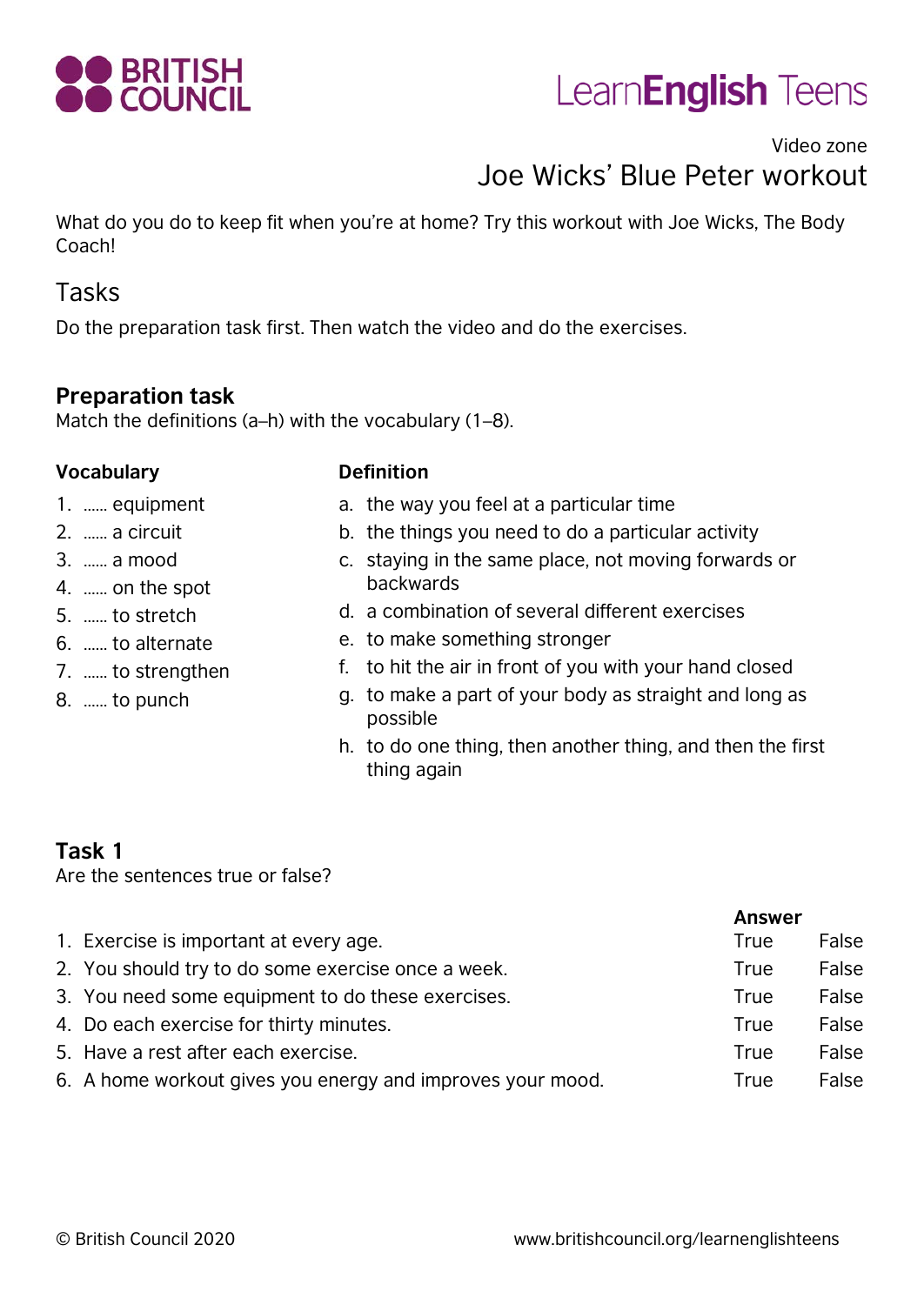BRITISH COUNCIL

LearnEnglish Teens

Video zone

# Joe Wicks' Blue Peter workout

What do you do to keep fit when you're at home? Try this workout with Joe Wicks, The Body Coach!

## Tasks

Do the preparation task first. Then watch the video and do the exercises.

### Preparation task

Match the definitions (a–h) with the vocabulary (1–8).

| Vocabulary | Definition |
|---|---|
| 1. …… equipment | a. the way you feel at a particular time |
| 2. …… a circuit | b. the things you need to do a particular activity |
| 3. …… a mood | c. staying in the same place, not moving forwards or backwards |
| 4. …… on the spot | d. a combination of several different exercises |
| 5. …… to stretch | e. to make something stronger |
| 6. …… to alternate | f. to hit the air in front of you with your hand closed |
| 7. …… to strengthen | g. to make a part of your body as straight and long as possible |
| 8. …… to punch | h. to do one thing, then another thing, and then the first thing again |

### Task 1

Are the sentences true or false?

| | Answer | |
|---|---|---|
| 1. Exercise is important at every age. | True | False |
| 2. You should try to do some exercise once a week. | True | False |
| 3. You need some equipment to do these exercises. | True | False |
| 4. Do each exercise for thirty minutes. | True | False |
| 5. Have a rest after each exercise. | True | False |
| 6. A home workout gives you energy and improves your mood. | True | False |

© British Council 2020 www.britishcouncil.org/learnenglishteens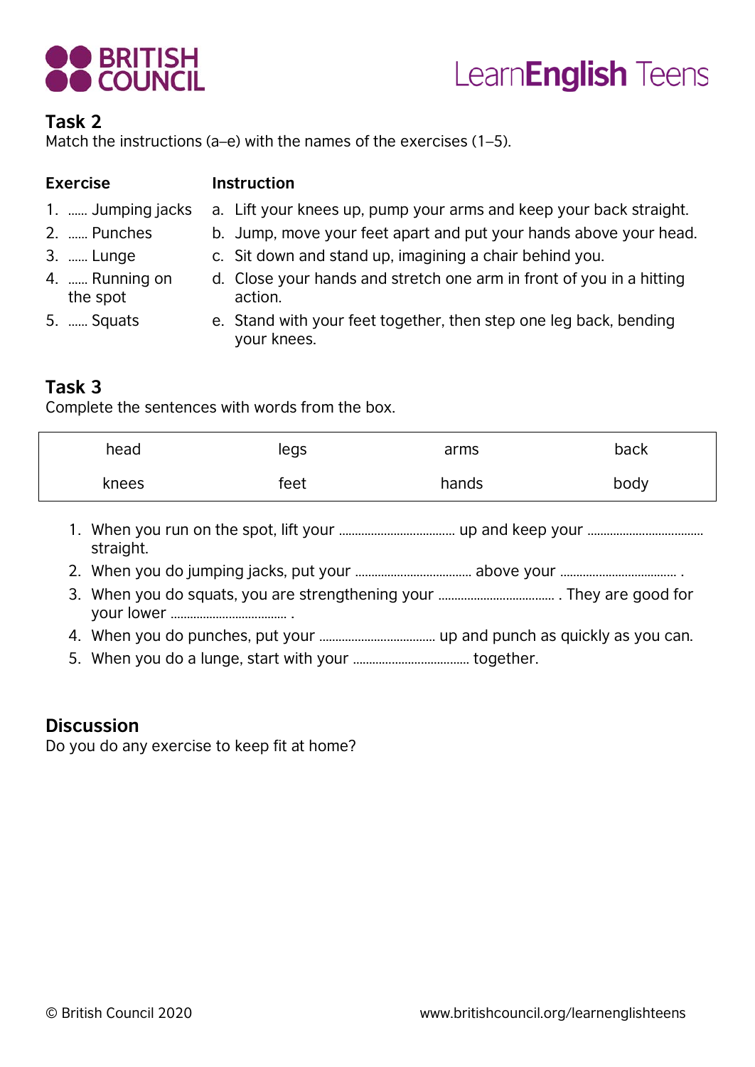## Task 2

Match the instructions (a–e) with the names of the exercises (1–5).

| Exercise | Instruction |
|---|---|
| 1. …… Jumping jacks | a. Lift your knees up, pump your arms and keep your back straight. |
| 2. …… Punches | b. Jump, move your feet apart and put your hands above your head. |
| 3. …… Lunge | c. Sit down and stand up, imagining a chair behind you. |
| 4. …… Running on the spot | d. Close your hands and stretch one arm in front of you in a hitting action. |
| 5. …… Squats | e. Stand with your feet together, then step one leg back, bending your knees. |

## Task 3

Complete the sentences with words from the box.

| head | legs | arms | back |
|---|---|---|---|
| knees | feet | hands | body |

1. When you run on the spot, lift your ……………………………… up and keep your ……………………………… straight.
2. When you do jumping jacks, put your ……………………………… above your ……………………………… .
3. When you do squats, you are strengthening your ……………………………… . They are good for your lower ……………………………… .
4. When you do punches, put your ……………………………… up and punch as quickly as you can.
5. When you do a lunge, start with your ……………………………… together.

## Discussion

Do you do any exercise to keep fit at home?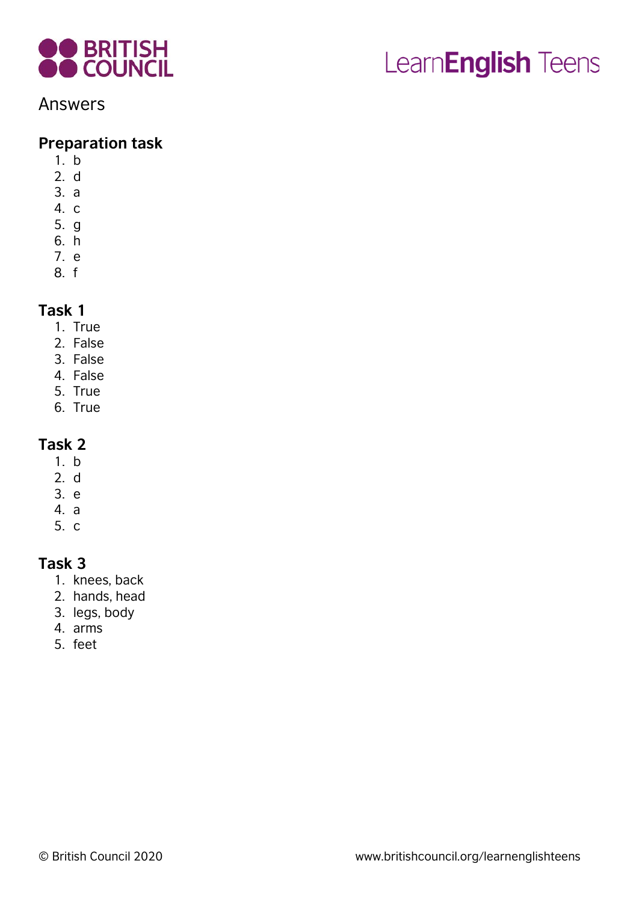# Answers

## Preparation task

1. b
2. d
3. a
4. c
5. g
6. h
7. e
8. f

## Task 1

1. True
2. False
3. False
4. False
5. True
6. True

## Task 2

1. b
2. d
3. e
4. a
5. c

## Task 3

1. knees, back
2. hands, head
3. legs, body
4. arms
5. feet